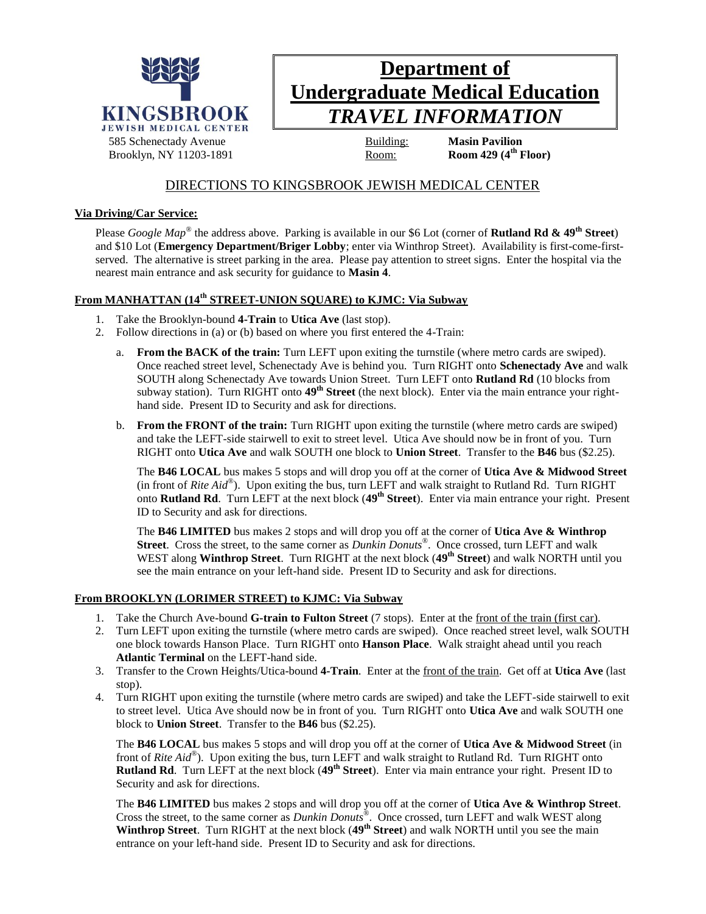**KINGSBROOK**
**JEWISH MEDICAL CENTER**

585 Schenectady Avenue
Brooklyn, NY 11203-1891

# Department of Undergraduate Medical Education
# *TRAVEL INFORMATION*

Building: **Masin Pavilion**
Room: **Room 429 (4th Floor)**

## DIRECTIONS TO KINGSBROOK JEWISH MEDICAL CENTER

### Via Driving/Car Service:

Please *Google Map*® the address above. Parking is available in our $6 Lot (corner of **Rutland Rd & 49th Street**) and $10 Lot (**Emergency Department/Briger Lobby**; enter via Winthrop Street). Availability is first-come-first-served. The alternative is street parking in the area. Please pay attention to street signs. Enter the hospital via the nearest main entrance and ask security for guidance to **Masin 4**.

### From MANHATTAN (14th STREET-UNION SQUARE) to KJMC: Via Subway

1. Take the Brooklyn-bound **4-Train** to **Utica Ave** (last stop).
2. Follow directions in (a) or (b) based on where you first entered the 4-Train:
   a. **From the BACK of the train:** Turn LEFT upon exiting the turnstile (where metro cards are swiped). Once reached street level, Schenectady Ave is behind you. Turn RIGHT onto **Schenectady Ave** and walk SOUTH along Schenectady Ave towards Union Street. Turn LEFT onto **Rutland Rd** (10 blocks from subway station). Turn RIGHT onto **49th Street** (the next block). Enter via the main entrance your right-hand side. Present ID to Security and ask for directions.

   b. **From the FRONT of the train:** Turn RIGHT upon exiting the turnstile (where metro cards are swiped) and take the LEFT-side stairwell to exit to street level. Utica Ave should now be in front of you. Turn RIGHT onto **Utica Ave** and walk SOUTH one block to **Union Street**. Transfer to the **B46** bus ($2.25).

      The **B46 LOCAL** bus makes 5 stops and will drop you off at the corner of **Utica Ave & Midwood Street** (in front of *Rite Aid*®). Upon exiting the bus, turn LEFT and walk straight to Rutland Rd. Turn RIGHT onto **Rutland Rd**. Turn LEFT at the next block (**49th Street**). Enter via main entrance your right. Present ID to Security and ask for directions.

      The **B46 LIMITED** bus makes 2 stops and will drop you off at the corner of **Utica Ave & Winthrop Street**. Cross the street, to the same corner as *Dunkin Donuts*®. Once crossed, turn LEFT and walk WEST along **Winthrop Street**. Turn RIGHT at the next block (**49th Street**) and walk NORTH until you see the main entrance on your left-hand side. Present ID to Security and ask for directions.

### From BROOKLYN (LORIMER STREET) to KJMC: Via Subway

1. Take the Church Ave-bound **G-train to Fulton Street** (7 stops). Enter at the front of the train (first car).
2. Turn LEFT upon exiting the turnstile (where metro cards are swiped). Once reached street level, walk SOUTH one block towards Hanson Place. Turn RIGHT onto **Hanson Place**. Walk straight ahead until you reach **Atlantic Terminal** on the LEFT-hand side.
3. Transfer to the Crown Heights/Utica-bound **4-Train**. Enter at the front of the train. Get off at **Utica Ave** (last stop).
4. Turn RIGHT upon exiting the turnstile (where metro cards are swiped) and take the LEFT-side stairwell to exit to street level. Utica Ave should now be in front of you. Turn RIGHT onto **Utica Ave** and walk SOUTH one block to **Union Street**. Transfer to the **B46** bus ($2.25).

   The **B46 LOCAL** bus makes 5 stops and will drop you off at the corner of **Utica Ave & Midwood Street** (in front of *Rite Aid*®). Upon exiting the bus, turn LEFT and walk straight to Rutland Rd. Turn RIGHT onto **Rutland Rd**. Turn LEFT at the next block (**49th Street**). Enter via main entrance your right. Present ID to Security and ask for directions.

   The **B46 LIMITED** bus makes 2 stops and will drop you off at the corner of **Utica Ave & Winthrop Street**. Cross the street, to the same corner as *Dunkin Donuts*®. Once crossed, turn LEFT and walk WEST along **Winthrop Street**. Turn RIGHT at the next block (**49th Street**) and walk NORTH until you see the main entrance on your left-hand side. Present ID to Security and ask for directions.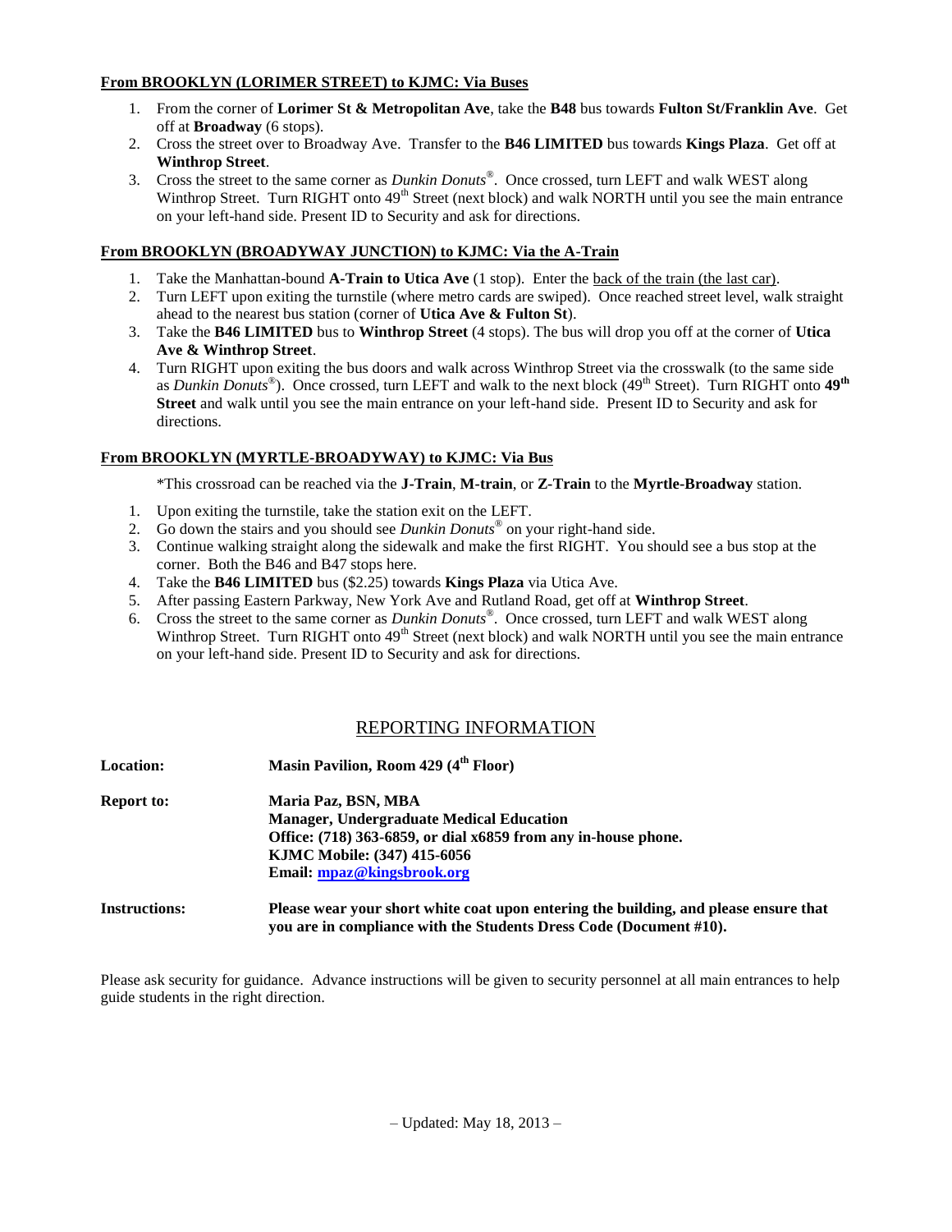**From BROOKLYN (LORIMER STREET) to KJMC: Via Buses**

1. From the corner of **Lorimer St & Metropolitan Ave**, take the **B48** bus towards **Fulton St/Franklin Ave**. Get off at **Broadway** (6 stops).
2. Cross the street over to Broadway Ave. Transfer to the **B46 LIMITED** bus towards **Kings Plaza**. Get off at **Winthrop Street**.
3. Cross the street to the same corner as *Dunkin Donuts*®. Once crossed, turn LEFT and walk WEST along Winthrop Street. Turn RIGHT onto 49th Street (next block) and walk NORTH until you see the main entrance on your left-hand side. Present ID to Security and ask for directions.

**From BROOKLYN (BROADWAY JUNCTION) to KJMC: Via the A-Train**

1. Take the Manhattan-bound **A-Train to Utica Ave** (1 stop). Enter the back of the train (the last car).
2. Turn LEFT upon exiting the turnstile (where metro cards are swiped). Once reached street level, walk straight ahead to the nearest bus station (corner of **Utica Ave & Fulton St**).
3. Take the **B46 LIMITED** bus to **Winthrop Street** (4 stops). The bus will drop you off at the corner of **Utica Ave & Winthrop Street**.
4. Turn RIGHT upon exiting the bus doors and walk across Winthrop Street via the crosswalk (to the same side as *Dunkin Donuts*®). Once crossed, turn LEFT and walk to the next block (49th Street). Turn RIGHT onto **49th Street** and walk until you see the main entrance on your left-hand side. Present ID to Security and ask for directions.

**From BROOKLYN (MYRTLE-BROADWAY) to KJMC: Via Bus**

*This crossroad can be reached via the **J-Train**, **M-train**, or **Z-Train** to the **Myrtle-Broadway** station.

1. Upon exiting the turnstile, take the station exit on the LEFT.
2. Go down the stairs and you should see *Dunkin Donuts*® on your right-hand side.
3. Continue walking straight along the sidewalk and make the first RIGHT. You should see a bus stop at the corner. Both the B46 and B47 stops here.
4. Take the **B46 LIMITED** bus ($2.25) towards **Kings Plaza** via Utica Ave.
5. After passing Eastern Parkway, New York Ave and Rutland Road, get off at **Winthrop Street**.
6. Cross the street to the same corner as *Dunkin Donuts*®. Once crossed, turn LEFT and walk WEST along Winthrop Street. Turn RIGHT onto 49th Street (next block) and walk NORTH until you see the main entrance on your left-hand side. Present ID to Security and ask for directions.

## REPORTING INFORMATION

**Location:** **Masin Pavilion, Room 429 (4th Floor)**

**Report to:** **Maria Paz, BSN, MBA**
**Manager, Undergraduate Medical Education**
**Office: (718) 363-6859, or dial x6859 from any in-house phone.**
**KJMC Mobile: (347) 415-6056**
**Email: mpaz@kingsbrook.org**

**Instructions:** **Please wear your short white coat upon entering the building, and please ensure that you are in compliance with the Students Dress Code (Document #10).**

Please ask security for guidance. Advance instructions will be given to security personnel at all main entrances to help guide students in the right direction.

– Updated: May 18, 2013 –